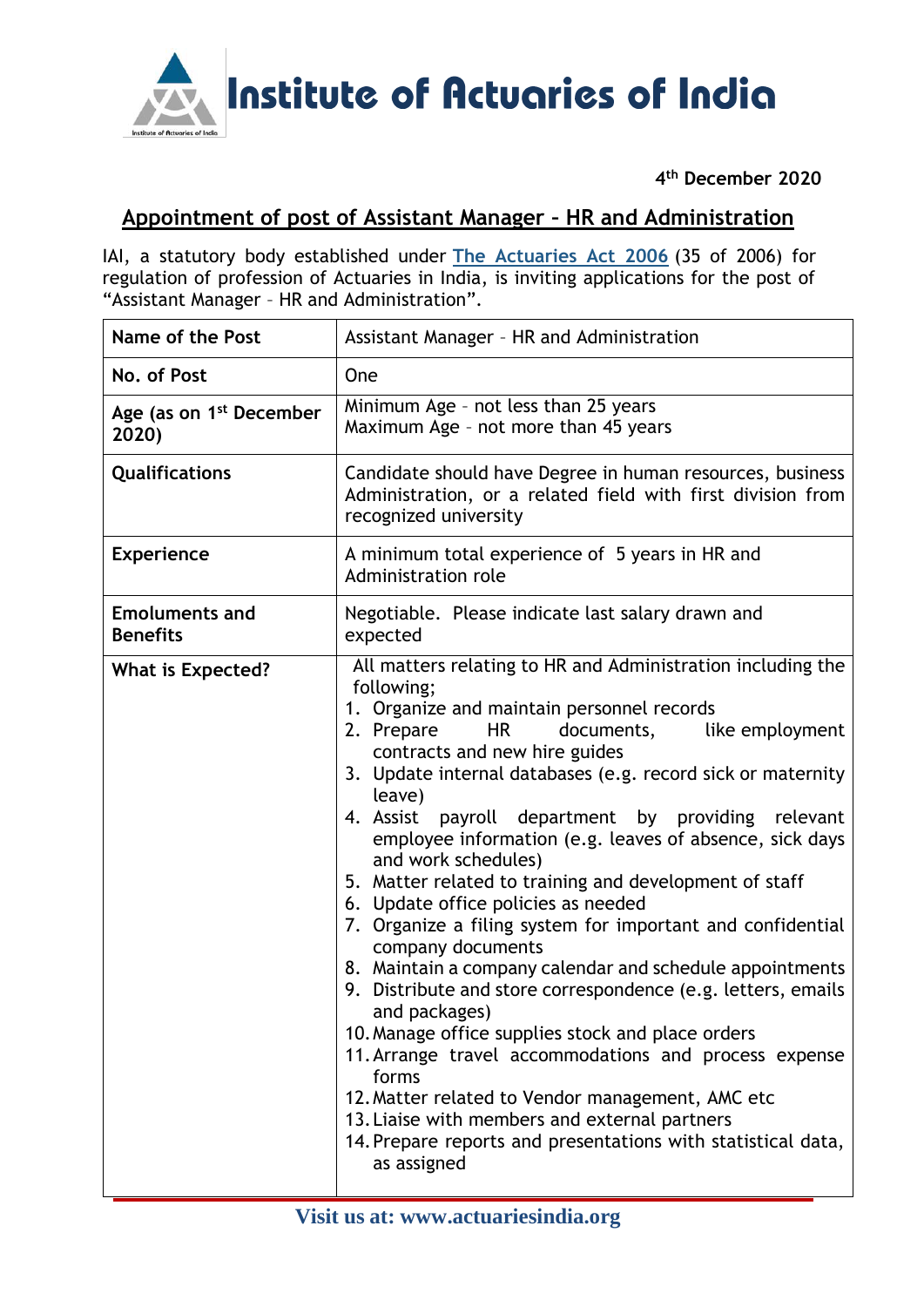# Institute of Actuaries of India

**4th December 2020**

## Appointment of post of Assistant Manager – HR and Administration

IAI, a statutory body established under [The Actuaries Act 2006](#) (35 of 2006) for regulation of profession of Actuaries in India, is inviting applications for the post of "Assistant Manager – HR and Administration".

| **Name of the Post** | Assistant Manager – HR and Administration |
|---|---|
| **No. of Post** | One |
| **Age (as on 1st December 2020)** | Minimum Age – not less than 25 years<br>Maximum Age – not more than 45 years |
| **Qualifications** | Candidate should have Degree in human resources, business Administration, or a related field with first division from recognized university |
| **Experience** | A minimum total experience of 5 years in HR and Administration role |
| **Emoluments and Benefits** | Negotiable. Please indicate last salary drawn and expected |
| **What is Expected?** | All matters relating to HR and Administration including the following;<br>1. Organize and maintain personnel records<br>2. Prepare HR documents, like employment contracts and new hire guides<br>3. Update internal databases (e.g. record sick or maternity leave)<br>4. Assist payroll department by providing relevant employee information (e.g. leaves of absence, sick days and work schedules)<br>5. Matter related to training and development of staff<br>6. Update office policies as needed<br>7. Organize a filing system for important and confidential company documents<br>8. Maintain a company calendar and schedule appointments<br>9. Distribute and store correspondence (e.g. letters, emails and packages)<br>10. Manage office supplies stock and place orders<br>11. Arrange travel accommodations and process expense forms<br>12. Matter related to Vendor management, AMC etc<br>13. Liaise with members and external partners<br>14. Prepare reports and presentations with statistical data, as assigned |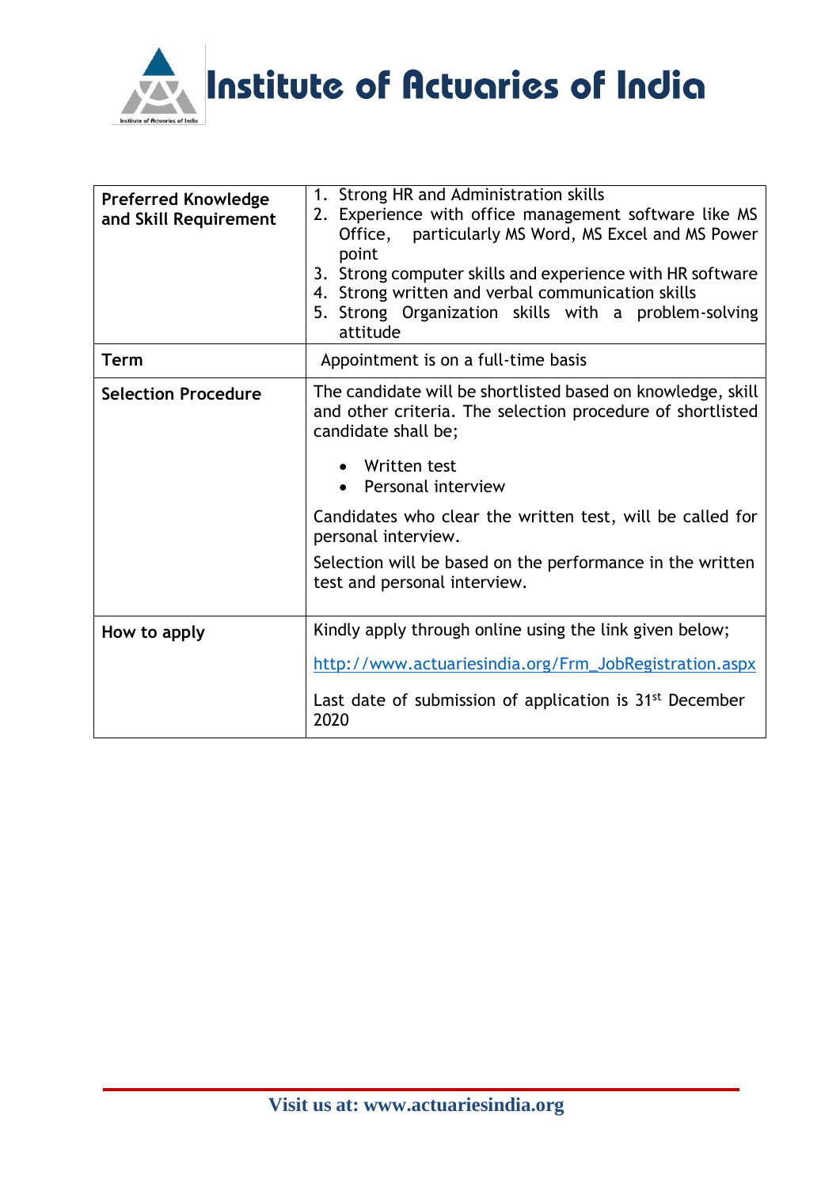| | |
|---|---|
| **Preferred Knowledge and Skill Requirement** | 1. Strong HR and Administration skills<br>2. Experience with office management software like MS Office, particularly MS Word, MS Excel and MS Power point<br>3. Strong computer skills and experience with HR software<br>4. Strong written and verbal communication skills<br>5. Strong Organization skills with a problem-solving attitude |
| **Term** | Appointment is on a full-time basis |
| **Selection Procedure** | The candidate will be shortlisted based on knowledge, skill and other criteria. The selection procedure of shortlisted candidate shall be;<br>• Written test<br>• Personal interview<br>Candidates who clear the written test, will be called for personal interview.<br>Selection will be based on the performance in the written test and personal interview. |
| **How to apply** | Kindly apply through online using the link given below;<br>http://www.actuariesindia.org/Frm_JobRegistration.aspx<br>Last date of submission of application is 31st December 2020 |